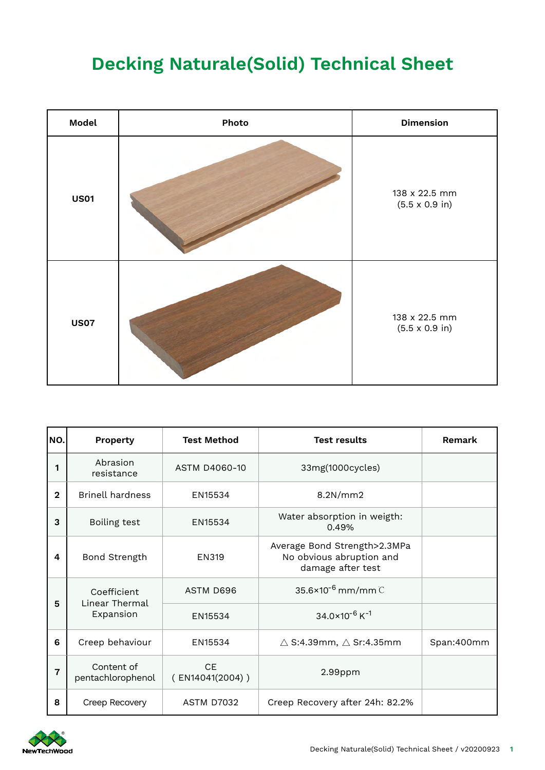# Decking Naturale(Solid) Technical Sheet

| Model | Photo | Dimension |
|---|---|---|
| US01 | | 138 x 22.5 mm (5.5 x 0.9 in) |
| US07 | | 138 x 22.5 mm (5.5 x 0.9 in) |

| NO. | Property | Test Method | Test results | Remark |
|---|---|---|---|---|
| 1 | Abrasion resistance | ASTM D4060-10 | 33mg(1000cycles) | |
| 2 | Brinell hardness | EN15534 | 8.2N/mm2 | |
| 3 | Boiling test | EN15534 | Water absorption in weigth: 0.49% | |
| 4 | Bond Strength | EN319 | Average Bond Strength>2.3MPa No obvious abruption and damage after test | |
| 5 | Coefficient Linear Thermal Expansion | ASTM D696 | $35.6\times10^{-6}$ mm/mm ℃ | |
| | | EN15534 | $34.0\times10^{-6}$ $K^{-1}$ | |
| 6 | Creep behaviour | EN15534 | △ S:4.39mm, △ Sr:4.35mm | Span:400mm |
| 7 | Content of pentachlorophenol | CE ( EN14041(2004) ) | 2.99ppm | |
| 8 | Creep Recovery | ASTM D7032 | Creep Recovery after 24h: 82.2% | |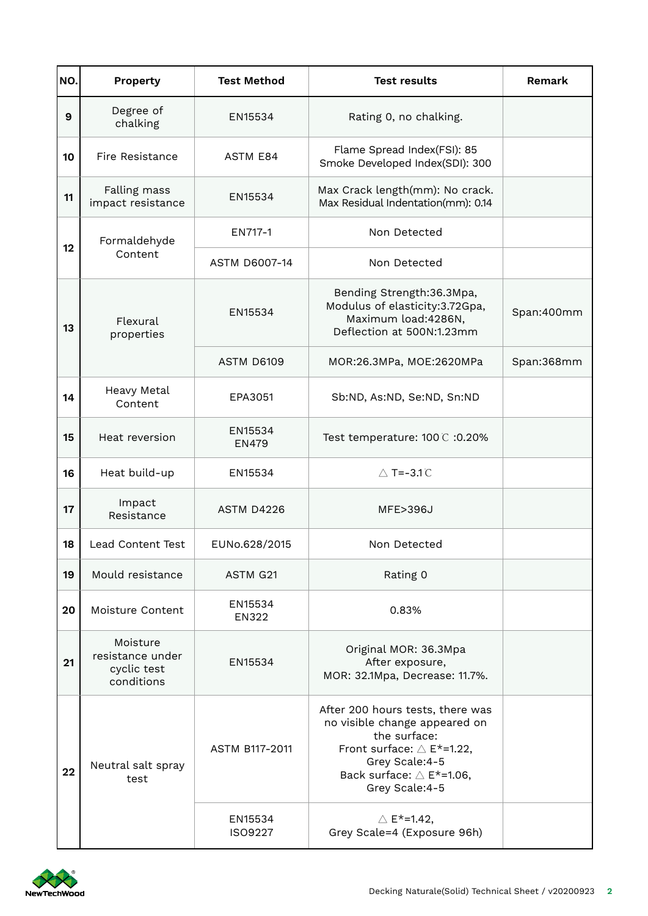| NO. | Property | Test Method | Test results | Remark |
|---|---|---|---|---|
| 9 | Degree of chalking | EN15534 | Rating 0, no chalking. | |
| 10 | Fire Resistance | ASTM E84 | Flame Spread Index(FSI): 85<br>Smoke Developed Index(SDI): 300 | |
| 11 | Falling mass impact resistance | EN15534 | Max Crack length(mm): No crack.<br>Max Residual Indentation(mm): 0.14 | |
| 12 | Formaldehyde Content | EN717-1 | Non Detected | |
| | | ASTM D6007-14 | Non Detected | |
| 13 | Flexural properties | EN15534 | Bending Strength:36.3Mpa,<br>Modulus of elasticity:3.72Gpa,<br>Maximum load:4286N,<br>Deflection at 500N:1.23mm | Span:400mm |
| | | ASTM D6109 | MOR:26.3MPa, MOE:2620MPa | Span:368mm |
| 14 | Heavy Metal Content | EPA3051 | Sb:ND, As:ND, Se:ND, Sn:ND | |
| 15 | Heat reversion | EN15534<br>EN479 | Test temperature: 100℃ :0.20% | |
| 16 | Heat build-up | EN15534 | △T=-3.1℃ | |
| 17 | Impact Resistance | ASTM D4226 | MFE>396J | |
| 18 | Lead Content Test | EUNo.628/2015 | Non Detected | |
| 19 | Mould resistance | ASTM G21 | Rating 0 | |
| 20 | Moisture Content | EN15534<br>EN322 | 0.83% | |
| 21 | Moisture resistance under cyclic test conditions | EN15534 | Original MOR: 36.3Mpa<br>After exposure,<br>MOR: 32.1Mpa, Decrease: 11.7%. | |
| 22 | Neutral salt spray test | ASTM B117-2011 | After 200 hours tests, there was no visible change appeared on the surface:<br>Front surface: △E*=1.22,<br>Grey Scale:4-5<br>Back surface: △E*=1.06,<br>Grey Scale:4-5 | |
| | | EN15534<br>ISO9227 | △E*=1.42,<br>Grey Scale=4 (Exposure 96h) | |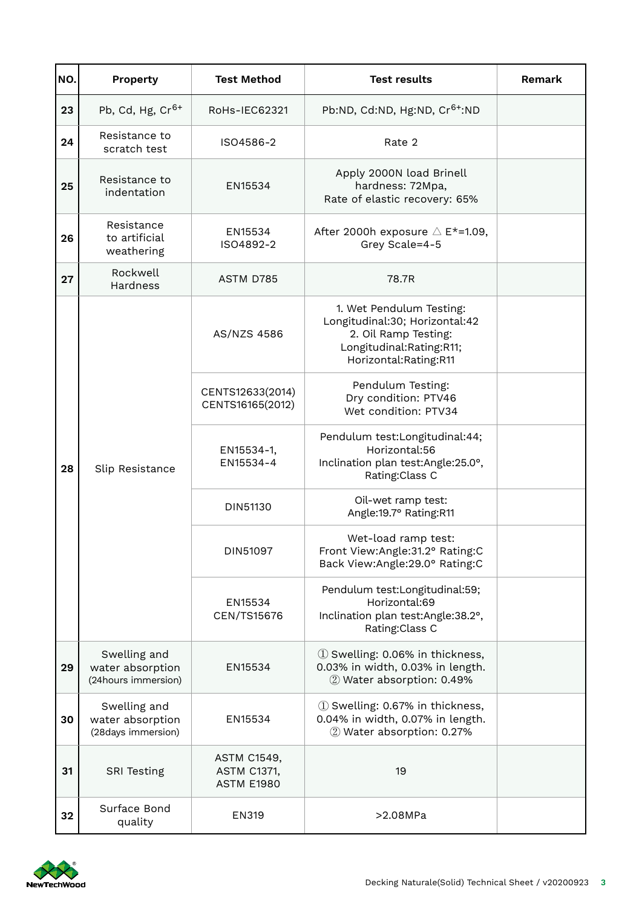| NO. | Property | Test Method | Test results | Remark |
|---|---|---|---|---|
| 23 | Pb, Cd, Hg, $Cr^{6+}$ | RoHs-IEC62321 | Pb:ND, Cd:ND, Hg:ND, $Cr^{6+}$:ND | |
| 24 | Resistance to scratch test | ISO4586-2 | Rate 2 | |
| 25 | Resistance to indentation | EN15534 | Apply 2000N load Brinell hardness: 72Mpa,<br>Rate of elastic recovery: 65% | |
| 26 | Resistance to artificial weathering | EN15534<br>ISO4892-2 | After 2000h exposure △ E*=1.09,<br>Grey Scale=4-5 | |
| 27 | Rockwell Hardness | ASTM D785 | 78.7R | |
| 28 | Slip Resistance | AS/NZS 4586 | 1. Wet Pendulum Testing:<br>Longitudinal:30; Horizontal:42<br>2. Oil Ramp Testing:<br>Longitudinal:Rating:R11;<br>Horizontal:Rating:R11 | |
| | | CENTS12633(2014)<br>CENTS16165(2012) | Pendulum Testing:<br>Dry condition: PTV46<br>Wet condition: PTV34 | |
| | | EN15534-1,<br>EN15534-4 | Pendulum test:Longitudinal:44;<br>Horizontal:56<br>Inclination plan test:Angle:25.0°,<br>Rating:Class C | |
| | | DIN51130 | Oil-wet ramp test:<br>Angle:19.7° Rating:R11 | |
| | | DIN51097 | Wet-load ramp test:<br>Front View:Angle:31.2° Rating:C<br>Back View:Angle:29.0° Rating:C | |
| | | EN15534<br>CEN/TS15676 | Pendulum test:Longitudinal:59;<br>Horizontal:69<br>Inclination plan test:Angle:38.2°,<br>Rating:Class C | |
| 29 | Swelling and water absorption (24hours immersion) | EN15534 | ① Swelling: 0.06% in thickness, 0.03% in width, 0.03% in length.<br>② Water absorption: 0.49% | |
| 30 | Swelling and water absorption (28days immersion) | EN15534 | ① Swelling: 0.67% in thickness, 0.04% in width, 0.07% in length.<br>② Water absorption: 0.27% | |
| 31 | SRI Testing | ASTM C1549,<br>ASTM C1371,<br>ASTM E1980 | 19 | |
| 32 | Surface Bond quality | EN319 | >2.08MPa | |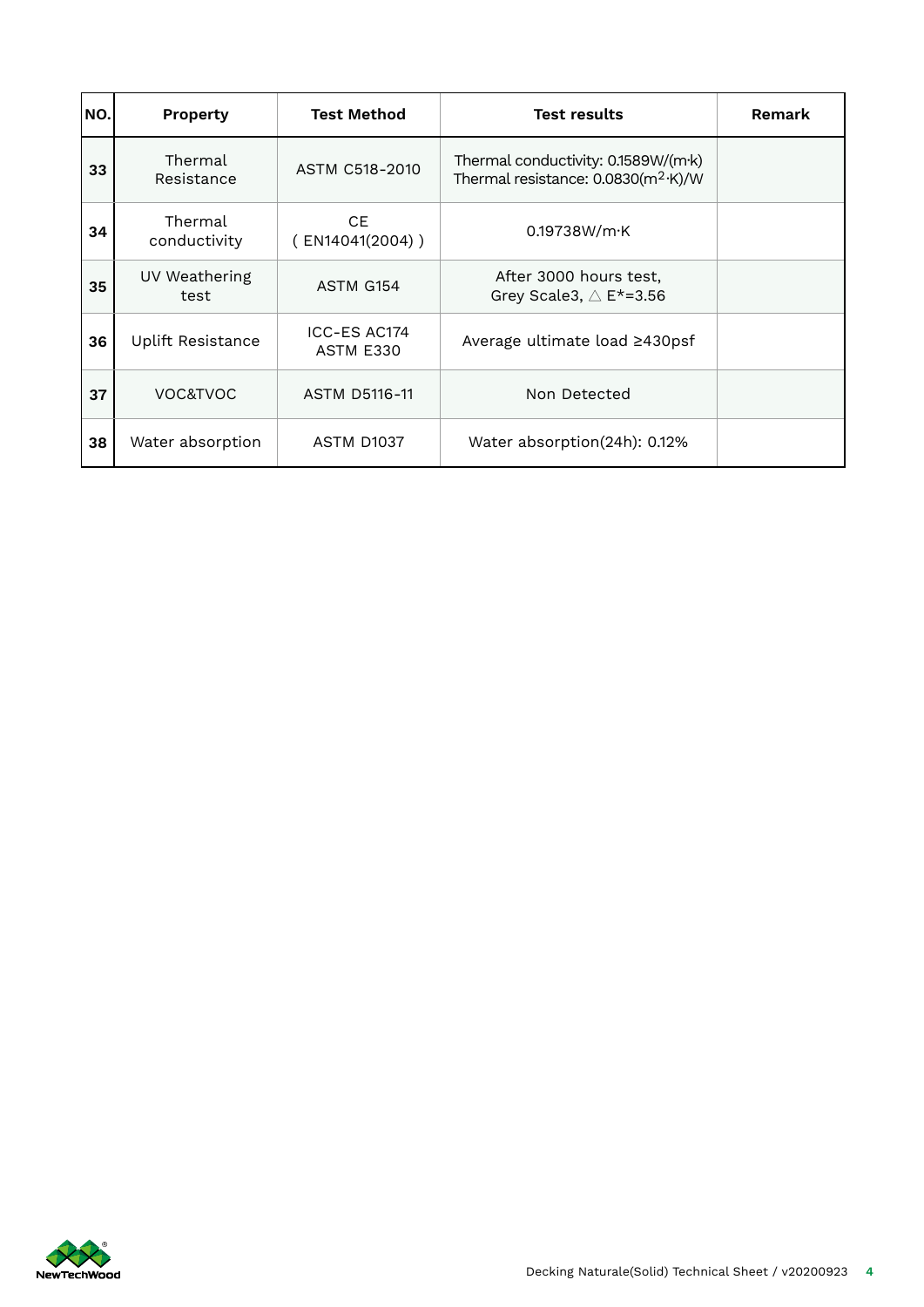| NO. | Property | Test Method | Test results | Remark |
| --- | --- | --- | --- | --- |
| 33 | Thermal Resistance | ASTM C518-2010 | Thermal conductivity: 0.1589W/(m·k)<br>Thermal resistance: 0.0830($m^2$·K)/W | |
| 34 | Thermal conductivity | CE<br>( EN14041(2004) ) | 0.19738W/m·K | |
| 35 | UV Weathering test | ASTM G154 | After 3000 hours test,<br>Grey Scale3, △ E*=3.56 | |
| 36 | Uplift Resistance | ICC-ES AC174<br>ASTM E330 | Average ultimate load ≥430psf | |
| 37 | VOC&TVOC | ASTM D5116-11 | Non Detected | |
| 38 | Water absorption | ASTM D1037 | Water absorption(24h): 0.12% | |